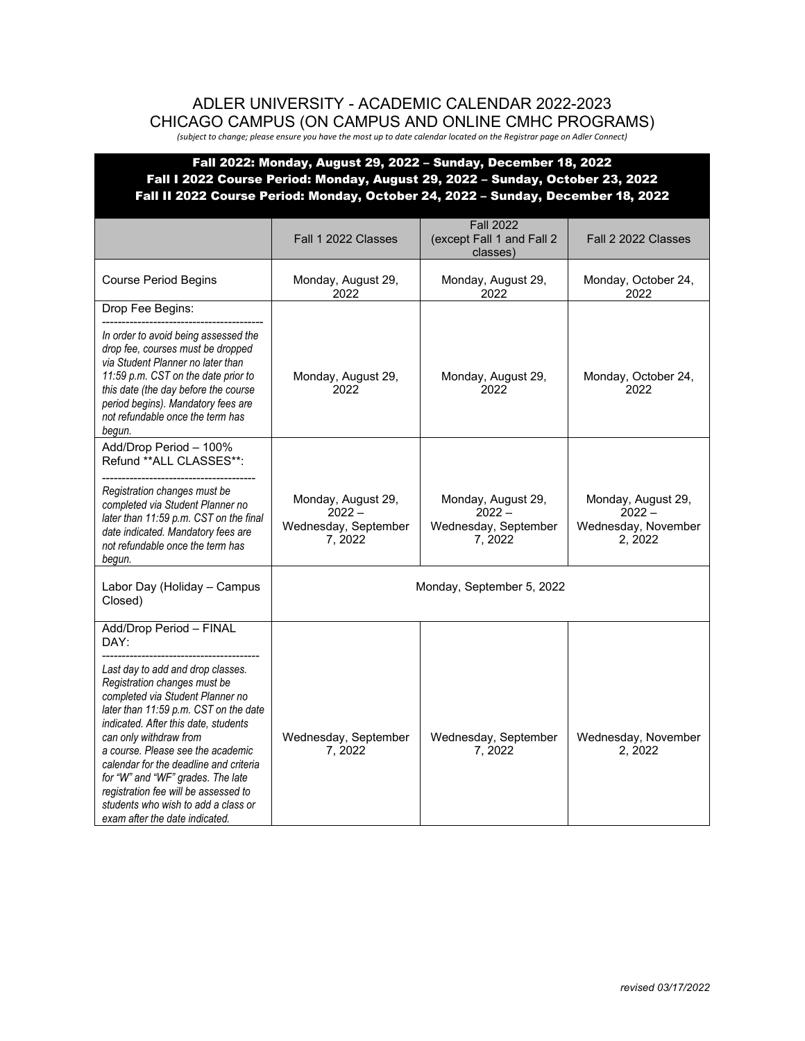# ADLER UNIVERSITY - ACADEMIC CALENDAR 2022-2023
## CHICAGO CAMPUS (ON CAMPUS AND ONLINE CMHC PROGRAMS)

*(subject to change; please ensure you have the most up to date calendar located on the Registrar page on Adler Connect)*

**Fall 2022: Monday, August 29, 2022 – Sunday, December 18, 2022**
**Fall I 2022 Course Period: Monday, August 29, 2022 – Sunday, October 23, 2022**
**Fall II 2022 Course Period: Monday, October 24, 2022 – Sunday, December 18, 2022**

| | Fall 1 2022 Classes | Fall 2022 (except Fall 1 and Fall 2 classes) | Fall 2 2022 Classes |
|---|---|---|---|
| Course Period Begins | Monday, August 29, 2022 | Monday, August 29, 2022 | Monday, October 24, 2022 |
| Drop Fee Begins: ---------------------------------------- *In order to avoid being assessed the drop fee, courses must be dropped via Student Planner no later than 11:59 p.m. CST on the date prior to this date (the day before the course period begins). Mandatory fees are not refundable once the term has begun.* | Monday, August 29, 2022 | Monday, August 29, 2022 | Monday, October 24, 2022 |
| Add/Drop Period – 100% Refund **ALL CLASSES**: -------------------------------------- *Registration changes must be completed via Student Planner no later than 11:59 p.m. CST on the final date indicated. Mandatory fees are not refundable once the term has begun.* | Monday, August 29, 2022 – Wednesday, September 7, 2022 | Monday, August 29, 2022 – Wednesday, September 7, 2022 | Monday, August 29, 2022 – Wednesday, November 2, 2022 |
| Labor Day (Holiday – Campus Closed) | Monday, September 5, 2022 | | |
| Add/Drop Period – FINAL DAY: --------------------------------------- *Last day to add and drop classes. Registration changes must be completed via Student Planner no later than 11:59 p.m. CST on the date indicated. After this date, students can only withdraw from a course. Please see the academic calendar for the deadline and criteria for "W" and "WF" grades. The late registration fee will be assessed to students who wish to add a class or exam after the date indicated.* | Wednesday, September 7, 2022 | Wednesday, September 7, 2022 | Wednesday, November 2, 2022 |

*revised 03/17/2022*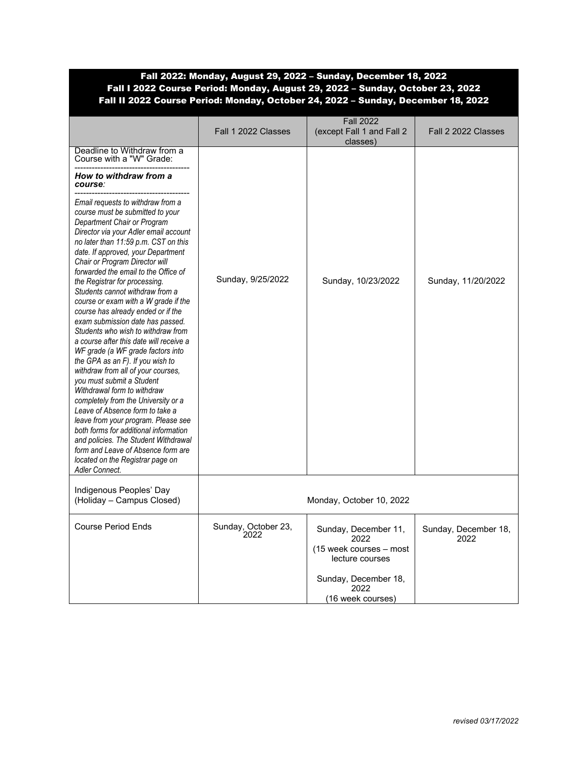**Fall 2022: Monday, August 29, 2022 – Sunday, December 18, 2022**
**Fall I 2022 Course Period: Monday, August 29, 2022 – Sunday, October 23, 2022**
**Fall II 2022 Course Period: Monday, October 24, 2022 – Sunday, December 18, 2022**

| | Fall 1 2022 Classes | Fall 2022 (except Fall 1 and Fall 2 classes) | Fall 2 2022 Classes |
|---|---|---|---|
| Deadline to Withdraw from a Course with a "W" Grade: ---------------------------------------- ***How to withdraw from a course:*** ---------------------------------------- *Email requests to withdraw from a course must be submitted to your Department Chair or Program Director via your Adler email account no later than 11:59 p.m. CST on this date. If approved, your Department Chair or Program Director will forwarded the email to the Office of the Registrar for processing. Students cannot withdraw from a course or exam with a W grade if the course has already ended or if the exam submission date has passed. Students who wish to withdraw from a course after this date will receive a WF grade (a WF grade factors into the GPA as an F). If you wish to withdraw from all of your courses, you must submit a Student Withdrawal form to withdraw completely from the University or a Leave of Absence form to take a leave from your program. Please see both forms for additional information and policies. The Student Withdrawal form and Leave of Absence form are located on the Registrar page on Adler Connect.* | Sunday, 9/25/2022 | Sunday, 10/23/2022 | Sunday, 11/20/2022 |
| Indigenous Peoples' Day (Holiday – Campus Closed) | Monday, October 10, 2022 | | |
| Course Period Ends | Sunday, October 23, 2022 | Sunday, December 11, 2022 (15 week courses – most lecture courses<br><br>Sunday, December 18, 2022 (16 week courses) | Sunday, December 18, 2022 |

*revised 03/17/2022*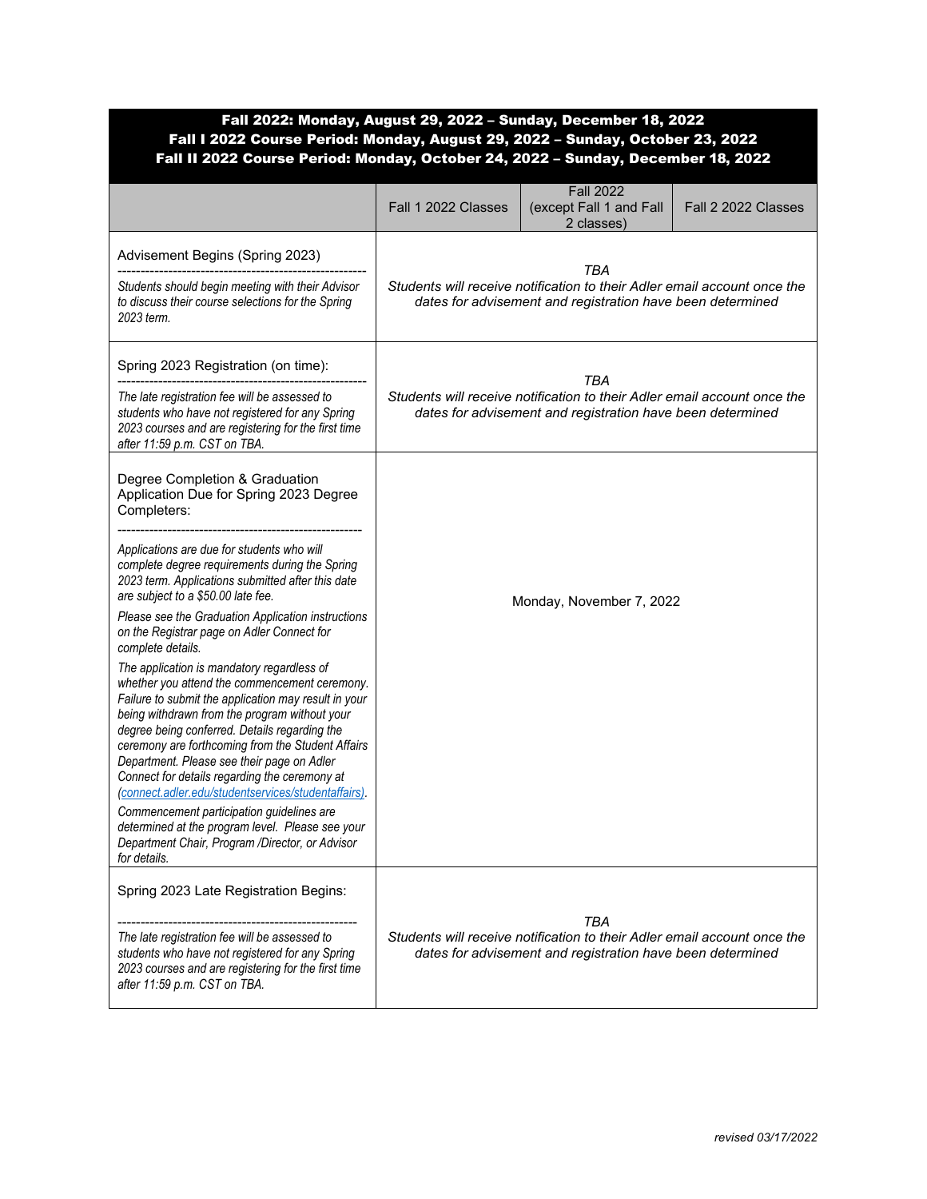| **Fall 2022: Monday, August 29, 2022 – Sunday, December 18, 2022**<br>**Fall I 2022 Course Period: Monday, August 29, 2022 – Sunday, October 23, 2022**<br>**Fall II 2022 Course Period: Monday, October 24, 2022 – Sunday, December 18, 2022** | | | |
|---|---|---|---|
| | Fall 1 2022 Classes | Fall 2022 (except Fall 1 and Fall 2 classes) | Fall 2 2022 Classes |
| Advisement Begins (Spring 2023)<br>------------------------------------------------------<br>*Students should begin meeting with their Advisor to discuss their course selections for the Spring 2023 term.* | *TBA*<br>*Students will receive notification to their Adler email account once the dates for advisement and registration have been determined* | | |
| Spring 2023 Registration (on time):<br>------------------------------------------------------<br>*The late registration fee will be assessed to students who have not registered for any Spring 2023 courses and are registering for the first time after 11:59 p.m. CST on TBA.* | *TBA*<br>*Students will receive notification to their Adler email account once the dates for advisement and registration have been determined* | | |
| Degree Completion & Graduation Application Due for Spring 2023 Degree Completers:<br>------------------------------------------------------<br>*Applications are due for students who will complete degree requirements during the Spring 2023 term. Applications submitted after this date are subject to a $50.00 late fee.*<br>*Please see the Graduation Application instructions on the Registrar page on Adler Connect for complete details.*<br>*The application is mandatory regardless of whether you attend the commencement ceremony. Failure to submit the application may result in your being withdrawn from the program without your degree being conferred. Details regarding the ceremony are forthcoming from the Student Affairs Department. Please see their page on Adler Connect for details regarding the ceremony at (connect.adler.edu/studentservices/studentaffairs).*<br>*Commencement participation guidelines are determined at the program level. Please see your Department Chair, Program /Director, or Advisor for details.* | Monday, November 7, 2022 | | |
| Spring 2023 Late Registration Begins:<br>------------------------------------------------------<br>*The late registration fee will be assessed to students who have not registered for any Spring 2023 courses and are registering for the first time after 11:59 p.m. CST on TBA.* | *TBA*<br>*Students will receive notification to their Adler email account once the dates for advisement and registration have been determined* | | |

*revised 03/17/2022*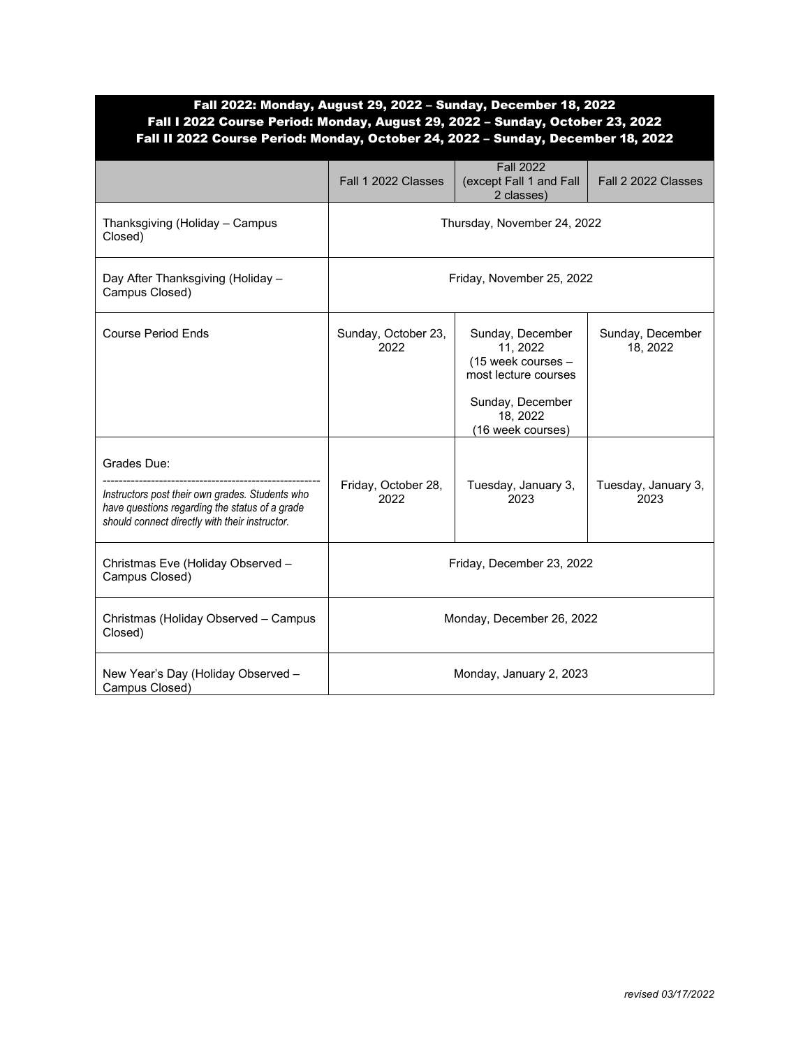**Fall 2022: Monday, August 29, 2022 – Sunday, December 18, 2022**
**Fall I 2022 Course Period: Monday, August 29, 2022 – Sunday, October 23, 2022**
**Fall II 2022 Course Period: Monday, October 24, 2022 – Sunday, December 18, 2022**

| | Fall 1 2022 Classes | Fall 2022 (except Fall 1 and Fall 2 classes) | Fall 2 2022 Classes |
|---|---|---|---|
| Thanksgiving (Holiday – Campus Closed) | Thursday, November 24, 2022 | | |
| Day After Thanksgiving (Holiday – Campus Closed) | Friday, November 25, 2022 | | |
| Course Period Ends | Sunday, October 23, 2022 | Sunday, December 11, 2022 (15 week courses – most lecture courses<br><br>Sunday, December 18, 2022 (16 week courses) | Sunday, December 18, 2022 |
| Grades Due:<br>------------------------------------------------------<br>*Instructors post their own grades. Students who have questions regarding the status of a grade should connect directly with their instructor.* | Friday, October 28, 2022 | Tuesday, January 3, 2023 | Tuesday, January 3, 2023 |
| Christmas Eve (Holiday Observed – Campus Closed) | Friday, December 23, 2022 | | |
| Christmas (Holiday Observed – Campus Closed) | Monday, December 26, 2022 | | |
| New Year's Day (Holiday Observed – Campus Closed) | Monday, January 2, 2023 | | |

*revised 03/17/2022*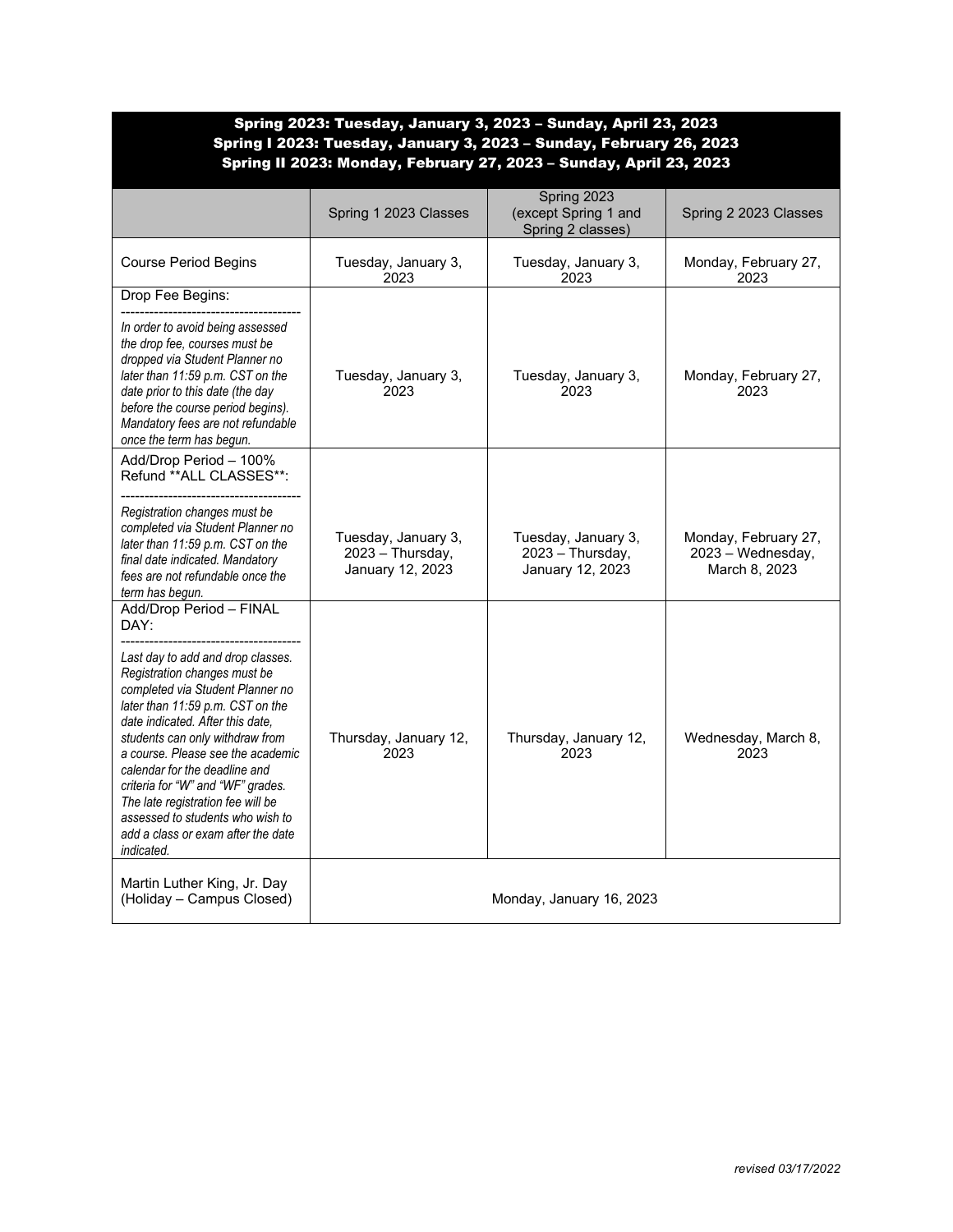| Spring 2023: Tuesday, January 3, 2023 – Sunday, April 23, 2023<br>Spring I 2023: Tuesday, January 3, 2023 – Sunday, February 26, 2023<br>Spring II 2023: Monday, February 27, 2023 – Sunday, April 23, 2023 | | | |
|---|---|---|---|
| | Spring 1 2023 Classes | Spring 2023 (except Spring 1 and Spring 2 classes) | Spring 2 2023 Classes |
| Course Period Begins | Tuesday, January 3, 2023 | Tuesday, January 3, 2023 | Monday, February 27, 2023 |
| Drop Fee Begins:<br>--------------------------------------<br>*In order to avoid being assessed the drop fee, courses must be dropped via Student Planner no later than 11:59 p.m. CST on the date prior to this date (the day before the course period begins). Mandatory fees are not refundable once the term has begun.* | Tuesday, January 3, 2023 | Tuesday, January 3, 2023 | Monday, February 27, 2023 |
| Add/Drop Period – 100% Refund **ALL CLASSES**:<br>--------------------------------------<br>*Registration changes must be completed via Student Planner no later than 11:59 p.m. CST on the final date indicated. Mandatory fees are not refundable once the term has begun.* | Tuesday, January 3, 2023 – Thursday, January 12, 2023 | Tuesday, January 3, 2023 – Thursday, January 12, 2023 | Monday, February 27, 2023 – Wednesday, March 8, 2023 |
| Add/Drop Period – FINAL DAY:<br>--------------------------------------<br>*Last day to add and drop classes. Registration changes must be completed via Student Planner no later than 11:59 p.m. CST on the date indicated. After this date, students can only withdraw from a course. Please see the academic calendar for the deadline and criteria for "W" and "WF" grades. The late registration fee will be assessed to students who wish to add a class or exam after the date indicated.* | Thursday, January 12, 2023 | Thursday, January 12, 2023 | Wednesday, March 8, 2023 |
| Martin Luther King, Jr. Day (Holiday – Campus Closed) | Monday, January 16, 2023 | | |

*revised 03/17/2022*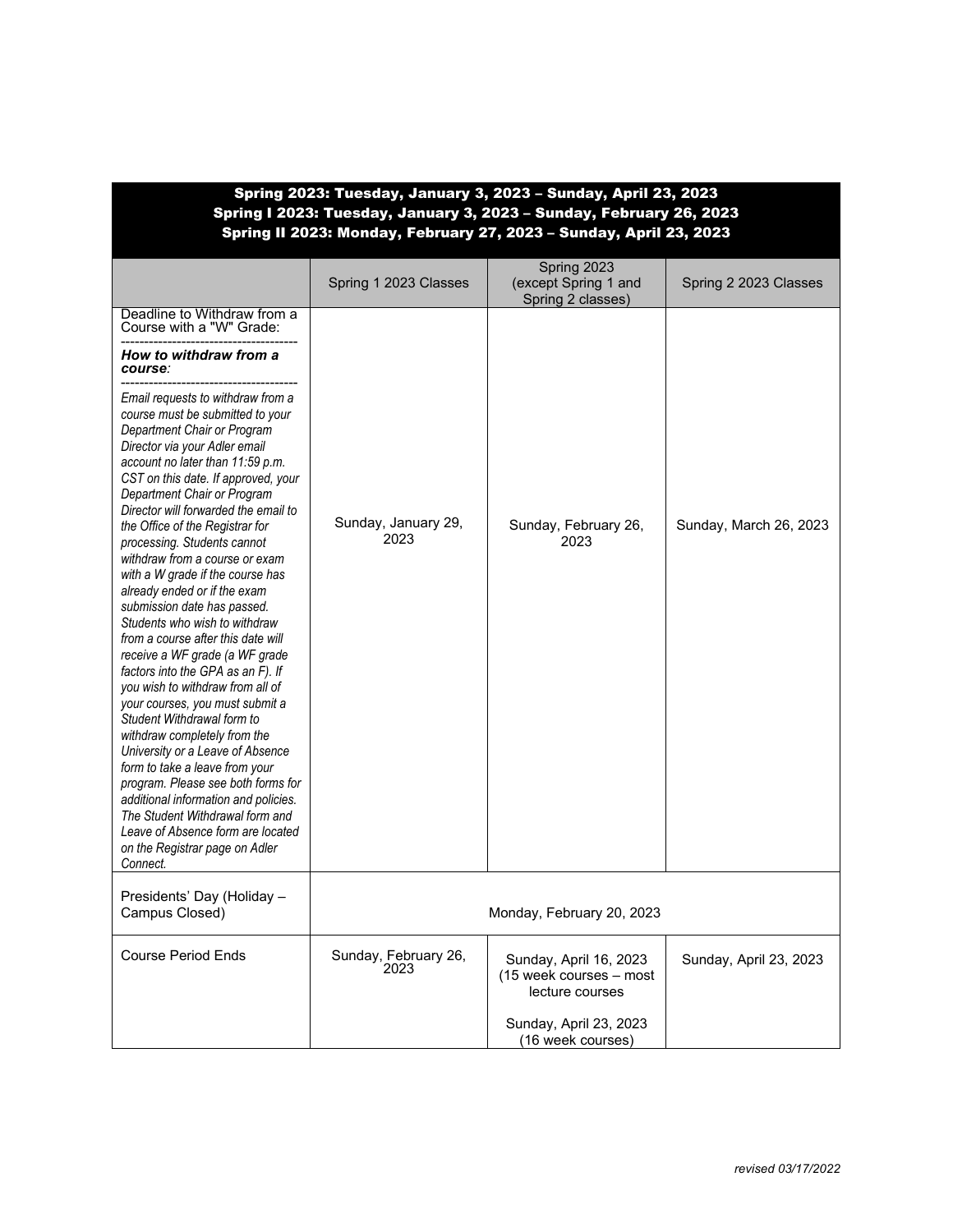| Spring 2023: Tuesday, January 3, 2023 – Sunday, April 23, 2023<br>Spring I 2023: Tuesday, January 3, 2023 – Sunday, February 26, 2023<br>Spring II 2023: Monday, February 27, 2023 – Sunday, April 23, 2023 | | | |
|---|---|---|---|
| | Spring 1 2023 Classes | Spring 2023 (except Spring 1 and Spring 2 classes) | Spring 2 2023 Classes |
| Deadline to Withdraw from a Course with a "W" Grade:<br>-------------------------------------<br>***How to withdraw from a course:***<br>-------------------------------------<br>*Email requests to withdraw from a course must be submitted to your Department Chair or Program Director via your Adler email account no later than 11:59 p.m. CST on this date. If approved, your Department Chair or Program Director will forwarded the email to the Office of the Registrar for processing. Students cannot withdraw from a course or exam with a W grade if the course has already ended or if the exam submission date has passed. Students who wish to withdraw from a course after this date will receive a WF grade (a WF grade factors into the GPA as an F). If you wish to withdraw from all of your courses, you must submit a Student Withdrawal form to withdraw completely from the University or a Leave of Absence form to take a leave from your program. Please see both forms for additional information and policies. The Student Withdrawal form and Leave of Absence form are located on the Registrar page on Adler Connect.* | Sunday, January 29, 2023 | Sunday, February 26, 2023 | Sunday, March 26, 2023 |
| Presidents' Day (Holiday – Campus Closed) | Monday, February 20, 2023 | | |
| Course Period Ends | Sunday, February 26, 2023 | Sunday, April 16, 2023 (15 week courses – most lecture courses<br><br>Sunday, April 23, 2023 (16 week courses) | Sunday, April 23, 2023 |

*revised 03/17/2022*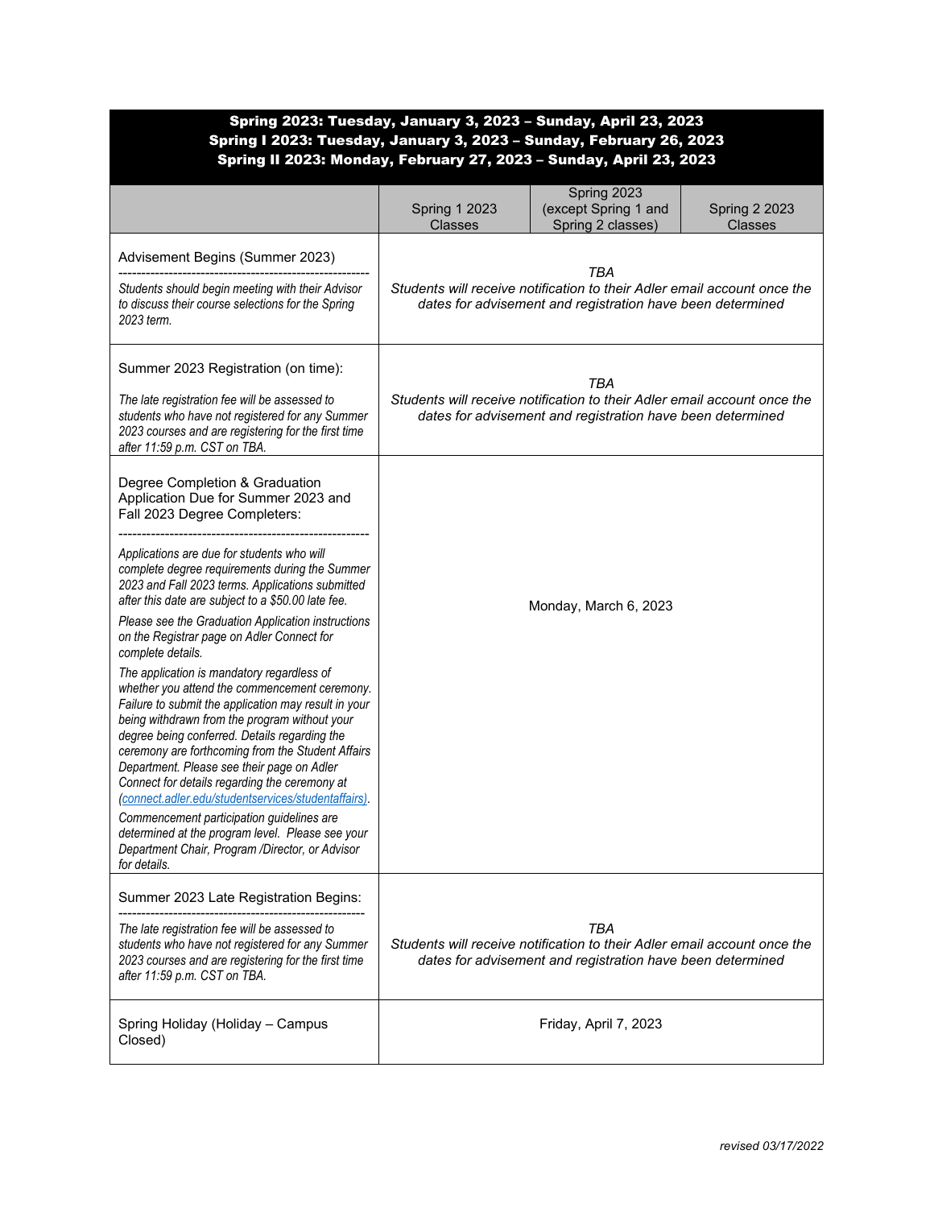| **Spring 2023: Tuesday, January 3, 2023 – Sunday, April 23, 2023**<br>**Spring I 2023: Tuesday, January 3, 2023 – Sunday, February 26, 2023**<br>**Spring II 2023: Monday, February 27, 2023 – Sunday, April 23, 2023** | | | |
|---|---|---|---|
| | Spring 1 2023 Classes | Spring 2023 (except Spring 1 and Spring 2 classes) | Spring 2 2023 Classes |
| Advisement Begins (Summer 2023)<br>------------------------------------------------------<br>*Students should begin meeting with their Advisor to discuss their course selections for the Spring 2023 term.* | *TBA*<br>*Students will receive notification to their Adler email account once the dates for advisement and registration have been determined* | | |
| Summer 2023 Registration (on time):<br>*The late registration fee will be assessed to students who have not registered for any Summer 2023 courses and are registering for the first time after 11:59 p.m. CST on TBA.* | *TBA*<br>*Students will receive notification to their Adler email account once the dates for advisement and registration have been determined* | | |
| Degree Completion & Graduation Application Due for Summer 2023 and Fall 2023 Degree Completers:<br>------------------------------------------------------<br>*Applications are due for students who will complete degree requirements during the Summer 2023 and Fall 2023 terms. Applications submitted after this date are subject to a $50.00 late fee.*<br>*Please see the Graduation Application instructions on the Registrar page on Adler Connect for complete details.*<br>*The application is mandatory regardless of whether you attend the commencement ceremony. Failure to submit the application may result in your being withdrawn from the program without your degree being conferred. Details regarding the ceremony are forthcoming from the Student Affairs Department. Please see their page on Adler Connect for details regarding the ceremony at (connect.adler.edu/studentservices/studentaffairs).*<br>*Commencement participation guidelines are determined at the program level. Please see your Department Chair, Program /Director, or Advisor for details.* | Monday, March 6, 2023 | | |
| Summer 2023 Late Registration Begins:<br>------------------------------------------------------<br>*The late registration fee will be assessed to students who have not registered for any Summer 2023 courses and are registering for the first time after 11:59 p.m. CST on TBA.* | *TBA*<br>*Students will receive notification to their Adler email account once the dates for advisement and registration have been determined* | | |
| Spring Holiday (Holiday – Campus Closed) | Friday, April 7, 2023 | | |

*revised 03/17/2022*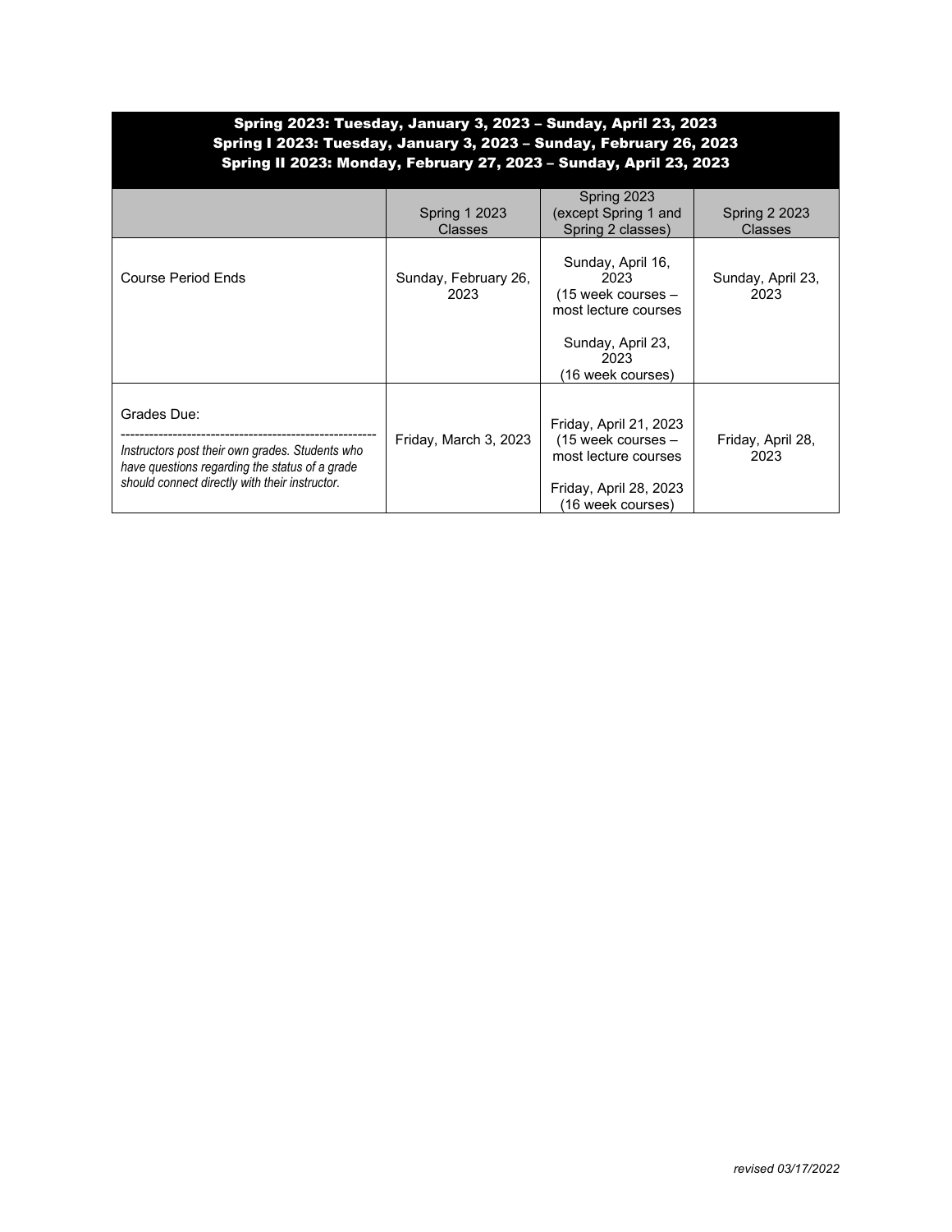| Spring 2023: Tuesday, January 3, 2023 – Sunday, April 23, 2023<br>Spring I 2023: Tuesday, January 3, 2023 – Sunday, February 26, 2023<br>Spring II 2023: Monday, February 27, 2023 – Sunday, April 23, 2023 | | | |
|---|---|---|---|
| | Spring 1 2023 Classes | Spring 2023 (except Spring 1 and Spring 2 classes) | Spring 2 2023 Classes |
| Course Period Ends | Sunday, February 26, 2023 | Sunday, April 16, 2023 (15 week courses – most lecture courses<br><br>Sunday, April 23, 2023 (16 week courses) | Sunday, April 23, 2023 |
| Grades Due:<br>------------------------------------------------------<br>*Instructors post their own grades. Students who have questions regarding the status of a grade should connect directly with their instructor.* | Friday, March 3, 2023 | Friday, April 21, 2023 (15 week courses – most lecture courses<br><br>Friday, April 28, 2023 (16 week courses) | Friday, April 28, 2023 |

*revised 03/17/2022*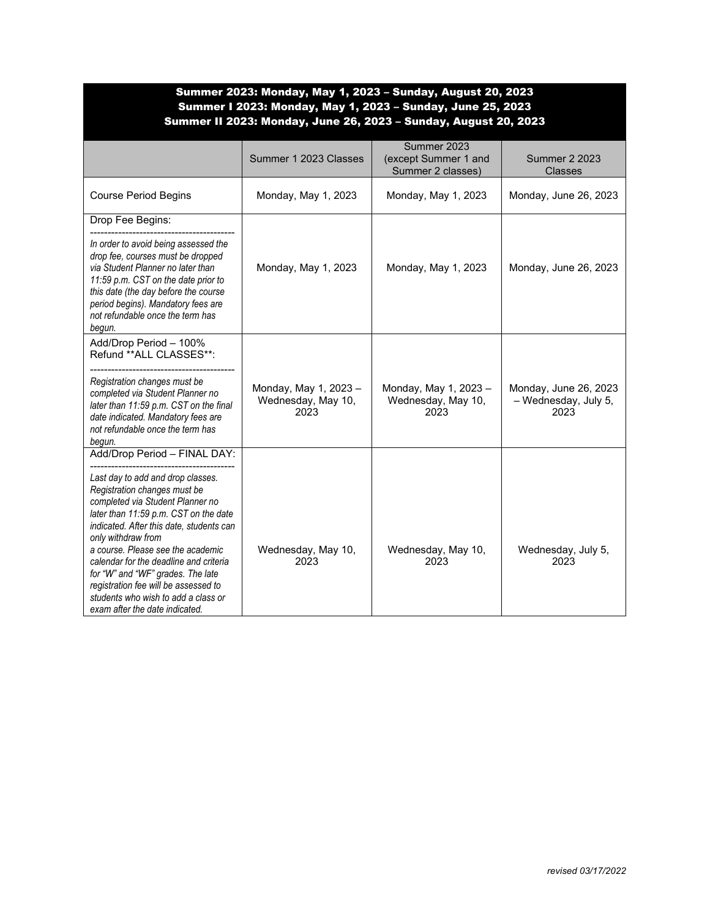| Summer 2023: Monday, May 1, 2023 – Sunday, August 20, 2023<br>Summer I 2023: Monday, May 1, 2023 – Sunday, June 25, 2023<br>Summer II 2023: Monday, June 26, 2023 – Sunday, August 20, 2023 | | | |
|---|---|---|---|
| | Summer 1 2023 Classes | Summer 2023 (except Summer 1 and Summer 2 classes) | Summer 2 2023 Classes |
| Course Period Begins | Monday, May 1, 2023 | Monday, May 1, 2023 | Monday, June 26, 2023 |
| Drop Fee Begins:<br>----------------------------------------<br>*In order to avoid being assessed the drop fee, courses must be dropped via Student Planner no later than 11:59 p.m. CST on the date prior to this date (the day before the course period begins). Mandatory fees are not refundable once the term has begun.* | Monday, May 1, 2023 | Monday, May 1, 2023 | Monday, June 26, 2023 |
| Add/Drop Period – 100% Refund **ALL CLASSES**:<br>----------------------------------------<br>*Registration changes must be completed via Student Planner no later than 11:59 p.m. CST on the final date indicated. Mandatory fees are not refundable once the term has begun.* | Monday, May 1, 2023 – Wednesday, May 10, 2023 | Monday, May 1, 2023 – Wednesday, May 10, 2023 | Monday, June 26, 2023 – Wednesday, July 5, 2023 |
| Add/Drop Period – FINAL DAY:<br>----------------------------------------<br>*Last day to add and drop classes. Registration changes must be completed via Student Planner no later than 11:59 p.m. CST on the date indicated. After this date, students can only withdraw from a course. Please see the academic calendar for the deadline and criteria for "W" and "WF" grades. The late registration fee will be assessed to students who wish to add a class or exam after the date indicated.* | Wednesday, May 10, 2023 | Wednesday, May 10, 2023 | Wednesday, July 5, 2023 |

*revised 03/17/2022*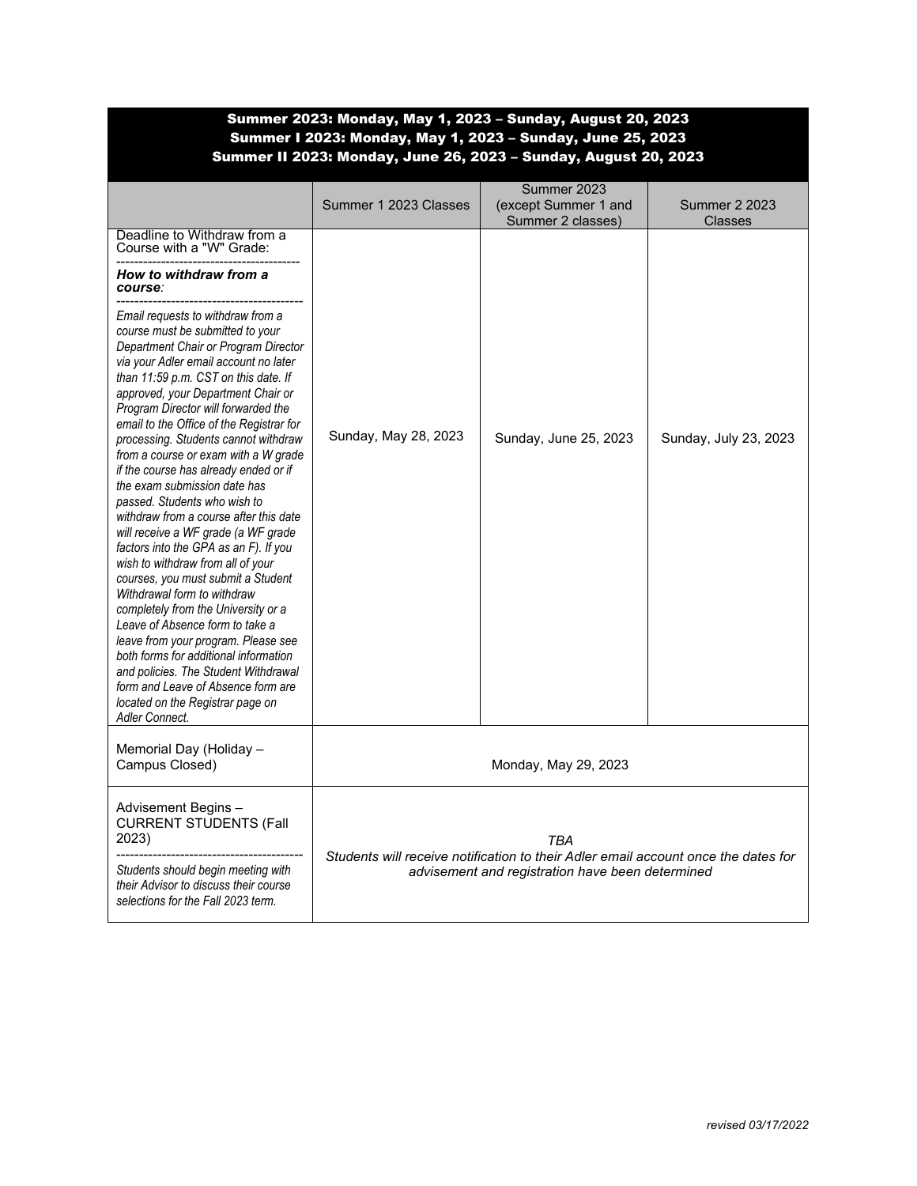**Summer 2023: Monday, May 1, 2023 – Sunday, August 20, 2023**
**Summer I 2023: Monday, May 1, 2023 – Sunday, June 25, 2023**
**Summer II 2023: Monday, June 26, 2023 – Sunday, August 20, 2023**

| | Summer 1 2023 Classes | Summer 2023 (except Summer 1 and Summer 2 classes) | Summer 2 2023 Classes |
|---|---|---|---|
| Deadline to Withdraw from a Course with a "W" Grade:<br>----------------------------------------<br>***How to withdraw from a course****:*<br>----------------------------------------<br>*Email requests to withdraw from a course must be submitted to your Department Chair or Program Director via your Adler email account no later than 11:59 p.m. CST on this date. If approved, your Department Chair or Program Director will forwarded the email to the Office of the Registrar for processing. Students cannot withdraw from a course or exam with a W grade if the course has already ended or if the exam submission date has passed. Students who wish to withdraw from a course after this date will receive a WF grade (a WF grade factors into the GPA as an F). If you wish to withdraw from all of your courses, you must submit a Student Withdrawal form to withdraw completely from the University or a Leave of Absence form to take a leave from your program. Please see both forms for additional information and policies. The Student Withdrawal form and Leave of Absence form are located on the Registrar page on Adler Connect.* | Sunday, May 28, 2023 | Sunday, June 25, 2023 | Sunday, July 23, 2023 |
| Memorial Day (Holiday – Campus Closed) | Monday, May 29, 2023 | | |
| Advisement Begins – CURRENT STUDENTS (Fall 2023)<br>----------------------------------------<br>*Students should begin meeting with their Advisor to discuss their course selections for the Fall 2023 term.* | *TBA*<br>*Students will receive notification to their Adler email account once the dates for advisement and registration have been determined* | | |

*revised 03/17/2022*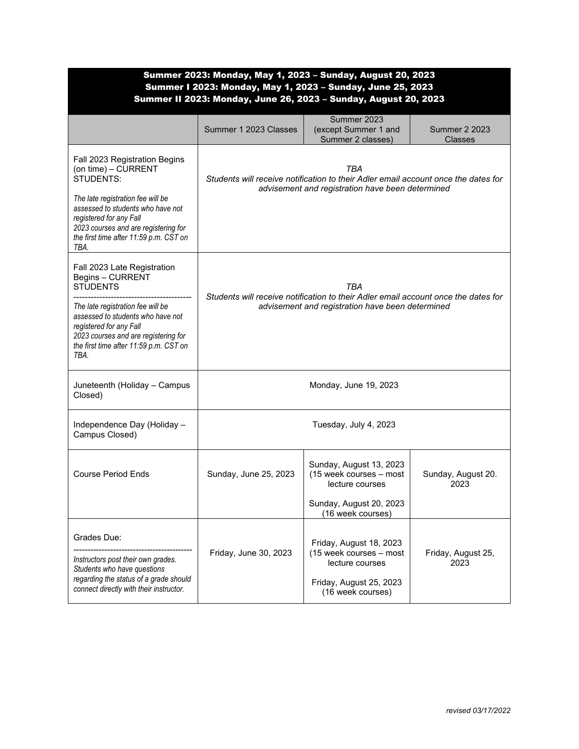**Summer 2023: Monday, May 1, 2023 – Sunday, August 20, 2023**
**Summer I 2023: Monday, May 1, 2023 – Sunday, June 25, 2023**
**Summer II 2023: Monday, June 26, 2023 – Sunday, August 20, 2023**

| | Summer 1 2023 Classes | Summer 2023 (except Summer 1 and Summer 2 classes) | Summer 2 2023 Classes |
|---|---|---|---|
| Fall 2023 Registration Begins (on time) – CURRENT STUDENTS:<br><br>*The late registration fee will be assessed to students who have not registered for any Fall 2023 courses and are registering for the first time after 11:59 p.m. CST on TBA.* | *TBA*<br>*Students will receive notification to their Adler email account once the dates for advisement and registration have been determined* | | |
| Fall 2023 Late Registration Begins – CURRENT STUDENTS<br>----------------------------------------<br>*The late registration fee will be assessed to students who have not registered for any Fall 2023 courses and are registering for the first time after 11:59 p.m. CST on TBA.* | *TBA*<br>*Students will receive notification to their Adler email account once the dates for advisement and registration have been determined* | | |
| Juneteenth (Holiday – Campus Closed) | Monday, June 19, 2023 | | |
| Independence Day (Holiday – Campus Closed) | Tuesday, July 4, 2023 | | |
| Course Period Ends | Sunday, June 25, 2023 | Sunday, August 13, 2023 (15 week courses – most lecture courses<br><br>Sunday, August 20, 2023 (16 week courses) | Sunday, August 20. 2023 |
| Grades Due:<br>----------------------------------------<br>*Instructors post their own grades. Students who have questions regarding the status of a grade should connect directly with their instructor.* | Friday, June 30, 2023 | Friday, August 18, 2023 (15 week courses – most lecture courses<br><br>Friday, August 25, 2023 (16 week courses) | Friday, August 25, 2023 |

*revised 03/17/2022*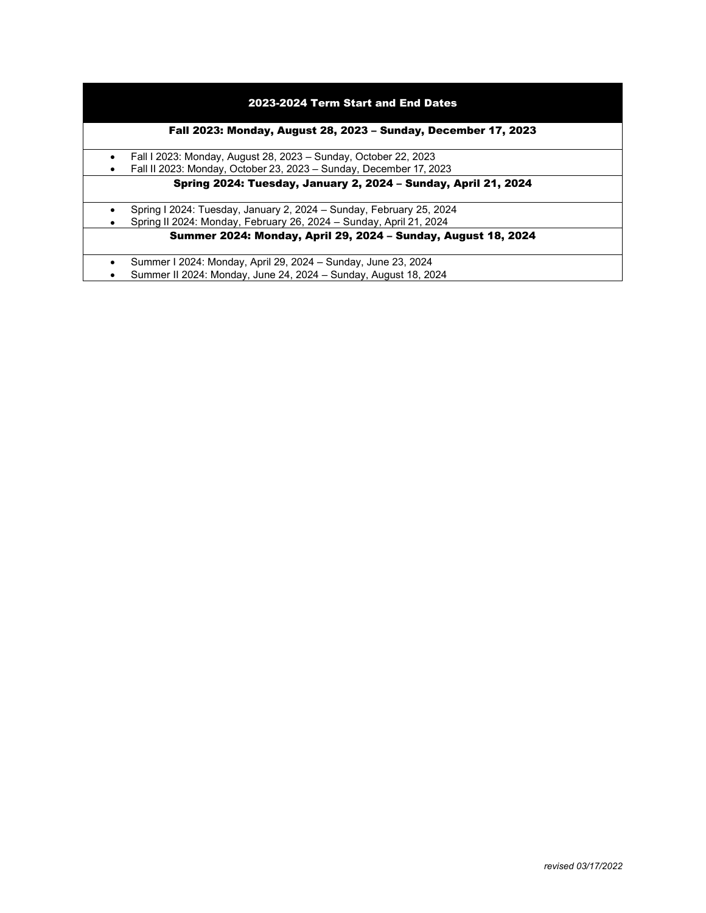## 2023-2024 Term Start and End Dates

### Fall 2023: Monday, August 28, 2023 – Sunday, December 17, 2023

- Fall I 2023: Monday, August 28, 2023 – Sunday, October 22, 2023
- Fall II 2023: Monday, October 23, 2023 – Sunday, December 17, 2023

### Spring 2024: Tuesday, January 2, 2024 – Sunday, April 21, 2024

- Spring I 2024: Tuesday, January 2, 2024 – Sunday, February 25, 2024
- Spring II 2024: Monday, February 26, 2024 – Sunday, April 21, 2024

### Summer 2024: Monday, April 29, 2024 – Sunday, August 18, 2024

- Summer I 2024: Monday, April 29, 2024 – Sunday, June 23, 2024
- Summer II 2024: Monday, June 24, 2024 – Sunday, August 18, 2024

*revised 03/17/2022*